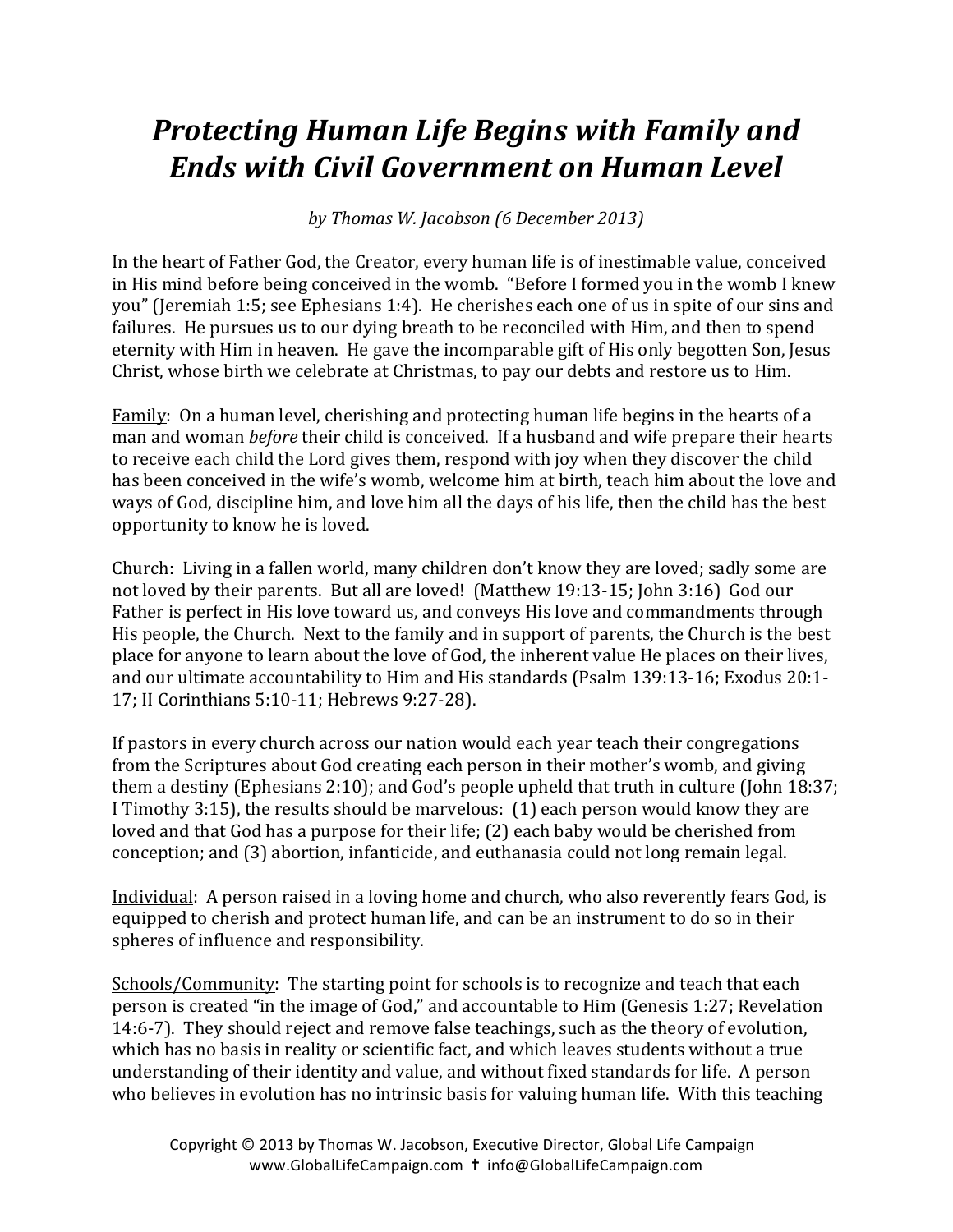# *Protecting Human Life Begins with Family and Ends with Civil Government on Human Level*

*by Thomas W. Jacobson (6 December 2013)*

In the heart of Father God, the Creator, every human life is of inestimable value, conceived in His mind before being conceived in the womb. "Before I formed you in the womb I knew you" (Jeremiah 1:5; see Ephesians 1:4). He cherishes each one of us in spite of our sins and failures. He pursues us to our dying breath to be reconciled with Him, and then to spend eternity with Him in heaven. He gave the incomparable gift of His only begotten Son, Jesus Christ, whose birth we celebrate at Christmas, to pay our debts and restore us to Him.

<u>Family</u>: On a human level, cherishing and protecting human life begins in the hearts of a man and woman *before* their child is conceived. If a husband and wife prepare their hearts to receive each child the Lord gives them, respond with joy when they discover the child has been conceived in the wife's womb, welcome him at birth, teach him about the love and ways of God, discipline him, and love him all the days of his life, then the child has the best opportunity to know he is loved.

<u>Church</u>: Living in a fallen world, many children don't know they are loved; sadly some are not loved by their parents. But all are loved! (Matthew 19:13-15; John 3:16) God our Father is perfect in His love toward us, and conveys His love and commandments through His people, the Church. Next to the family and in support of parents, the Church is the best place for anyone to learn about the love of God, the inherent value He places on their lives, and our ultimate accountability to Him and His standards (Psalm 139:13-16; Exodus 20:1-17; II Corinthians 5:10-11; Hebrews 9:27-28).

If pastors in every church across our nation would each year teach their congregations from the Scriptures about God creating each person in their mother's womb, and giving them a destiny (Ephesians 2:10); and God's people upheld that truth in culture (John 18:37; I Timothy 3:15), the results should be marvelous: (1) each person would know they are loved and that God has a purpose for their life; (2) each baby would be cherished from conception; and (3) abortion, infanticide, and euthanasia could not long remain legal.

<u>Individual</u>: A person raised in a loving home and church, who also reverently fears God, is equipped to cherish and protect human life, and can be an instrument to do so in their spheres of influence and responsibility.

<u>Schools/Community</u>: The starting point for schools is to recognize and teach that each person is created "in the image of God," and accountable to Him (Genesis 1:27; Revelation 14:6-7). They should reject and remove false teachings, such as the theory of evolution, which has no basis in reality or scientific fact, and which leaves students without a true understanding of their identity and value, and without fixed standards for life. A person who believes in evolution has no intrinsic basis for valuing human life. With this teaching

Copyright © 2013 by Thomas W. Jacobson, Executive Director, Global Life Campaign
www.GlobalLifeCampaign.com ✝ info@GlobalLifeCampaign.com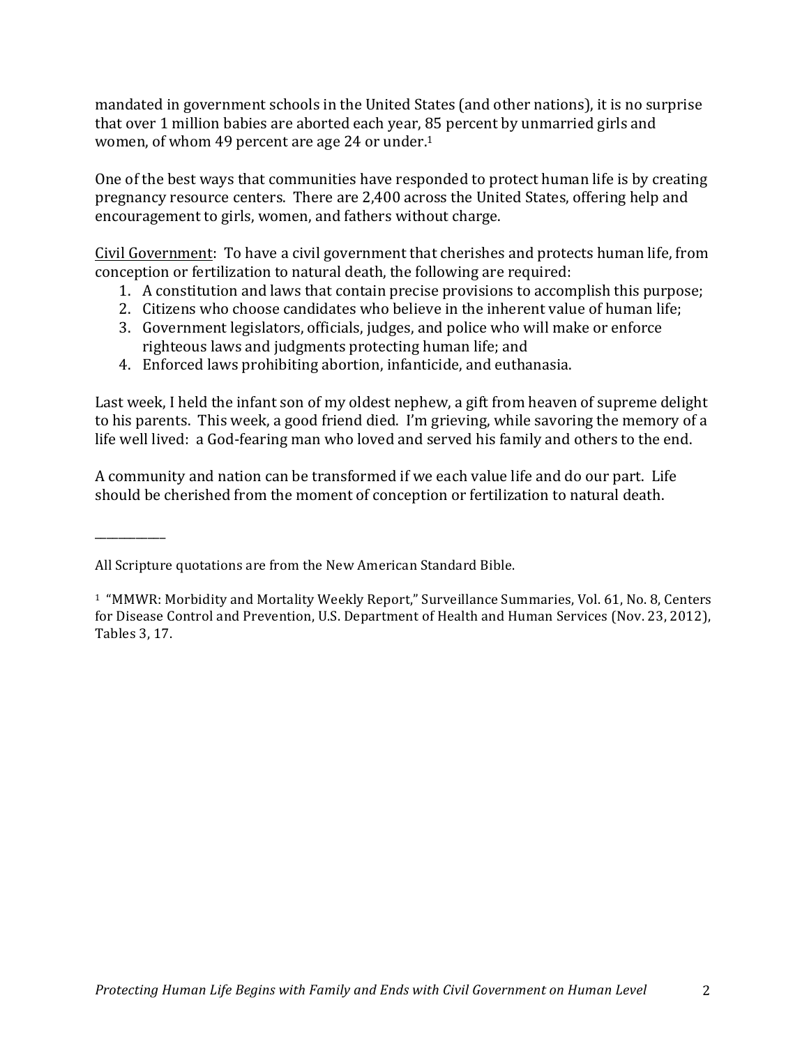mandated in government schools in the United States (and other nations), it is no surprise that over 1 million babies are aborted each year, 85 percent by unmarried girls and women, of whom 49 percent are age 24 or under.[1]

One of the best ways that communities have responded to protect human life is by creating pregnancy resource centers. There are 2,400 across the United States, offering help and encouragement to girls, women, and fathers without charge.

<u>Civil Government</u>: To have a civil government that cherishes and protects human life, from conception or fertilization to natural death, the following are required:

1. A constitution and laws that contain precise provisions to accomplish this purpose;
2. Citizens who choose candidates who believe in the inherent value of human life;
3. Government legislators, officials, judges, and police who will make or enforce righteous laws and judgments protecting human life; and
4. Enforced laws prohibiting abortion, infanticide, and euthanasia.

Last week, I held the infant son of my oldest nephew, a gift from heaven of supreme delight to his parents. This week, a good friend died. I'm grieving, while savoring the memory of a life well lived: a God-fearing man who loved and served his family and others to the end.

A community and nation can be transformed if we each value life and do our part. Life should be cherished from the moment of conception or fertilization to natural death.

---

All Scripture quotations are from the New American Standard Bible.

[1] "MMWR: Morbidity and Mortality Weekly Report," Surveillance Summaries, Vol. 61, No. 8, Centers for Disease Control and Prevention, U.S. Department of Health and Human Services (Nov. 23, 2012), Tables 3, 17.